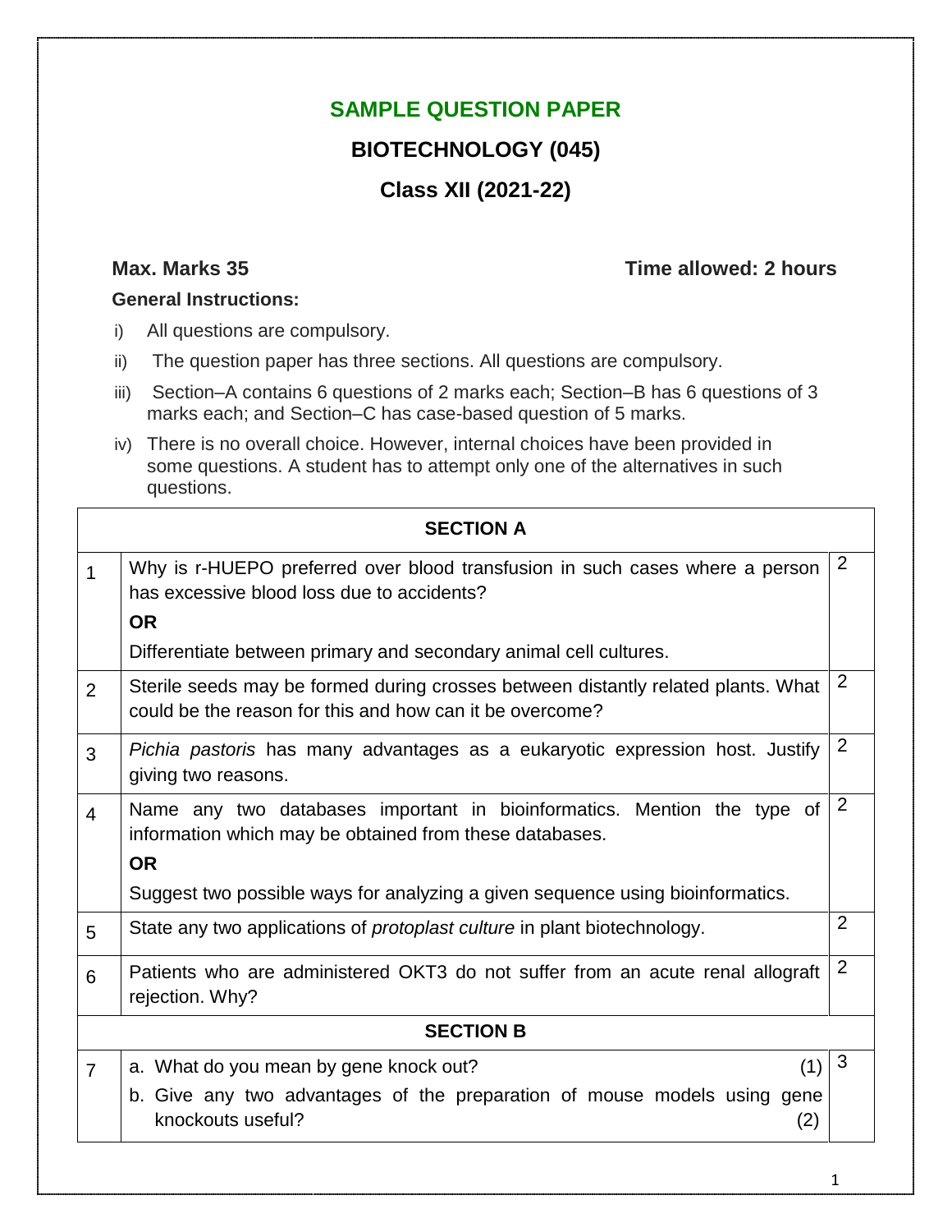# SAMPLE QUESTION PAPER

## BIOTECHNOLOGY (045)

## Class XII (2021-22)

**Max. Marks 35** **Time allowed: 2 hours**

**General Instructions:**

i) All questions are compulsory.

ii) The question paper has three sections. All questions are compulsory.

iii) Section–A contains 6 questions of 2 marks each; Section–B has 6 questions of 3 marks each; and Section–C has case-based question of 5 marks.

iv) There is no overall choice. However, internal choices have been provided in some questions. A student has to attempt only one of the alternatives in such questions.

| | SECTION A | |
|---|---|---|
| 1 | Why is r-HUEPO preferred over blood transfusion in such cases where a person has excessive blood loss due to accidents?<br>**OR**<br>Differentiate between primary and secondary animal cell cultures. | 2 |
| 2 | Sterile seeds may be formed during crosses between distantly related plants. What could be the reason for this and how can it be overcome? | 2 |
| 3 | *Pichia pastoris* has many advantages as a eukaryotic expression host. Justify giving two reasons. | 2 |
| 4 | Name any two databases important in bioinformatics. Mention the type of information which may be obtained from these databases.<br>**OR**<br>Suggest two possible ways for analyzing a given sequence using bioinformatics. | 2 |
| 5 | State any two applications of *protoplast culture* in plant biotechnology. | 2 |
| 6 | Patients who are administered OKT3 do not suffer from an acute renal allograft rejection. Why? | 2 |
| | **SECTION B** | |
| 7 | a. What do you mean by gene knock out? (1)<br>b. Give any two advantages of the preparation of mouse models using gene knockouts useful? (2) | 3 |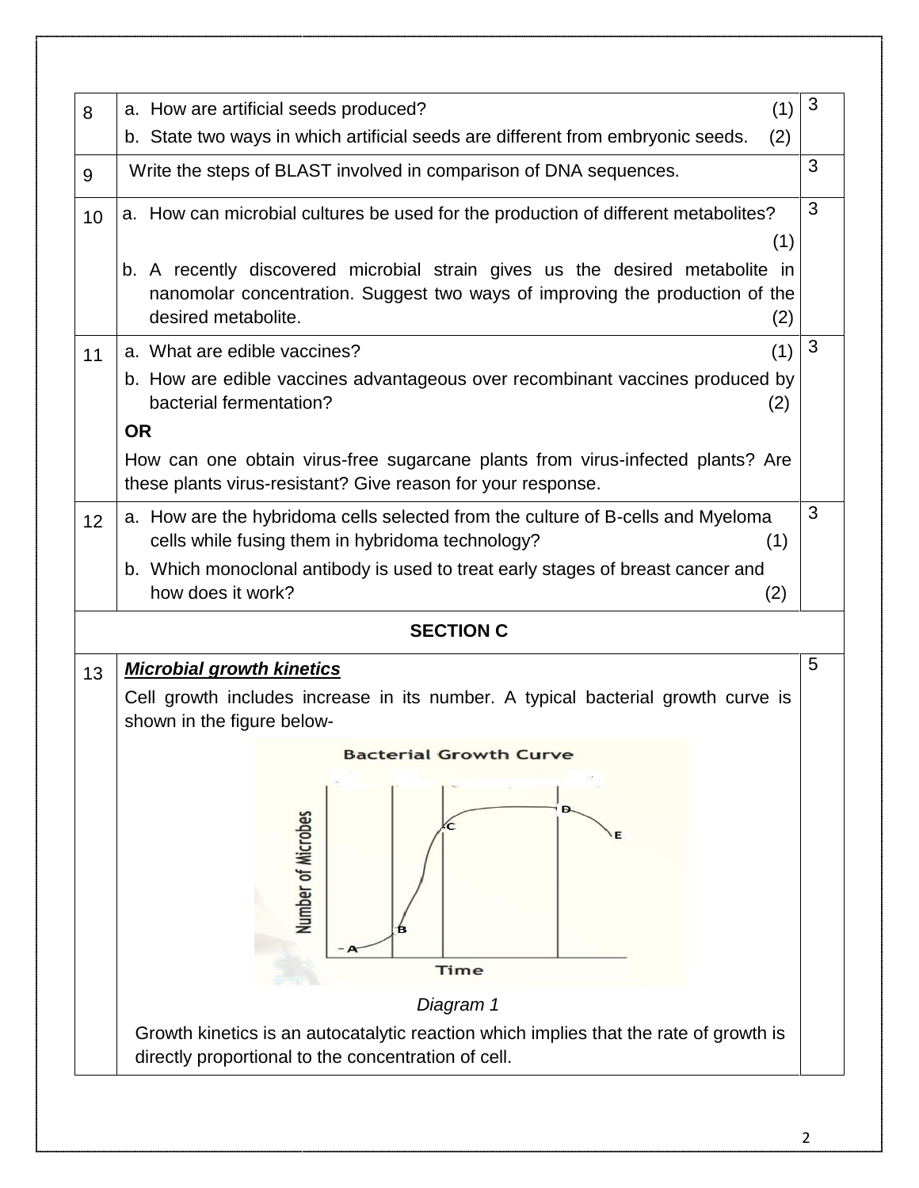| | | |
|---|---|---|
| 8 | a. How are artificial seeds produced? (1)<br>b. State two ways in which artificial seeds are different from embryonic seeds. (2) | 3 |
| 9 | Write the steps of BLAST involved in comparison of DNA sequences. | 3 |
| 10 | a. How can microbial cultures be used for the production of different metabolites? (1)<br>b. A recently discovered microbial strain gives us the desired metabolite in nanomolar concentration. Suggest two ways of improving the production of the desired metabolite. (2) | 3 |
| 11 | a. What are edible vaccines? (1)<br>b. How are edible vaccines advantageous over recombinant vaccines produced by bacterial fermentation? (2)<br>**OR**<br>How can one obtain virus-free sugarcane plants from virus-infected plants? Are these plants virus-resistant? Give reason for your response. | 3 |
| 12 | a. How are the hybridoma cells selected from the culture of B-cells and Myeloma cells while fusing them in hybridoma technology? (1)<br>b. Which monoclonal antibody is used to treat early stages of breast cancer and how does it work? (2) | 3 |

**SECTION C**

| | | |
|---|---|---|
| 13 | ***Microbial growth kinetics***<br>Cell growth includes increase in its number. A typical bacterial growth curve is shown in the figure below-<br>Bacterial Growth Curve<br>*Diagram 1*<br>Growth kinetics is an autocatalytic reaction which implies that the rate of growth is directly proportional to the concentration of cell. | 5 |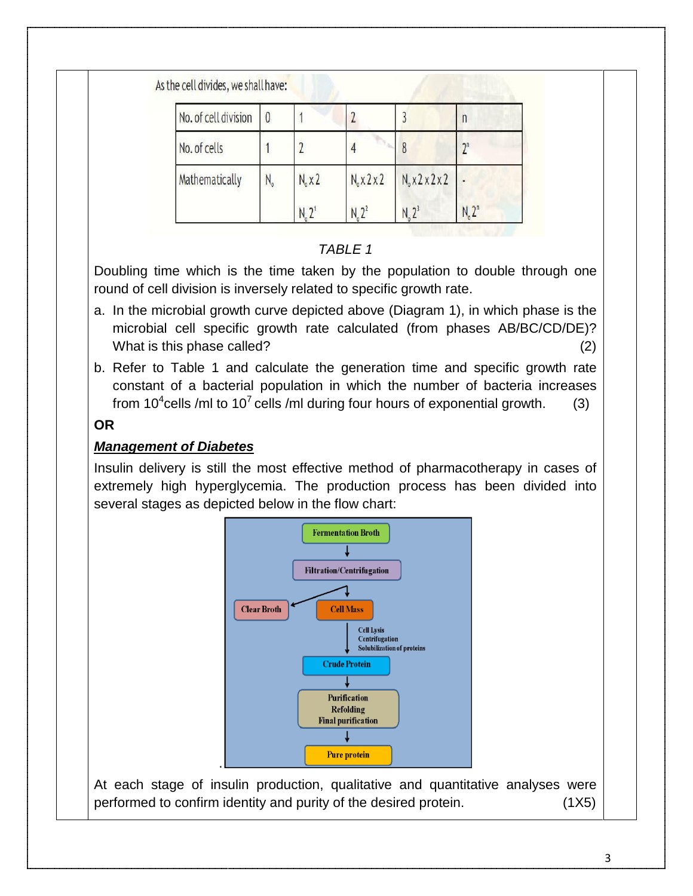As the cell divides, we shall have:

| No. of cell division | 0 | 1 | 2 | 3 | n |
|---|---|---|---|---|---|
| No. of cells | 1 | 2 | 4 | 8 | $2^n$ |
| Mathematically | $N_0$ | $N_0 \times 2$ <br> $N_0 2^1$ | $N_0 \times 2 \times 2$ <br> $N_0 2^2$ | $N_0 \times 2 \times 2 \times 2$ <br> $N_0 2^3$ | - <br> $N_0 2^n$ |

*TABLE 1*

Doubling time which is the time taken by the population to double through one round of cell division is inversely related to specific growth rate.

a. In the microbial growth curve depicted above (Diagram 1), in which phase is the microbial cell specific growth rate calculated (from phases AB/BC/CD/DE)? What is this phase called? (2)

b. Refer to Table 1 and calculate the generation time and specific growth rate constant of a bacterial population in which the number of bacteria increases from $10^4$ cells /ml to $10^7$ cells /ml during four hours of exponential growth. (3)

**OR**

***Management of Diabetes***

Insulin delivery is still the most effective method of pharmacotherapy in cases of extremely high hyperglycemia. The production process has been divided into several stages as depicted below in the flow chart:

Fermentation Broth → Filtration/Centrifugation → Clear Broth / Cell Mass

Cell Mass → (Cell Lysis, Centrifugation, Solubilization of proteins) → Crude Protein → Purification, Refolding, Final purification → Pure protein

At each stage of insulin production, qualitative and quantitative analyses were performed to confirm identity and purity of the desired protein. (1X5)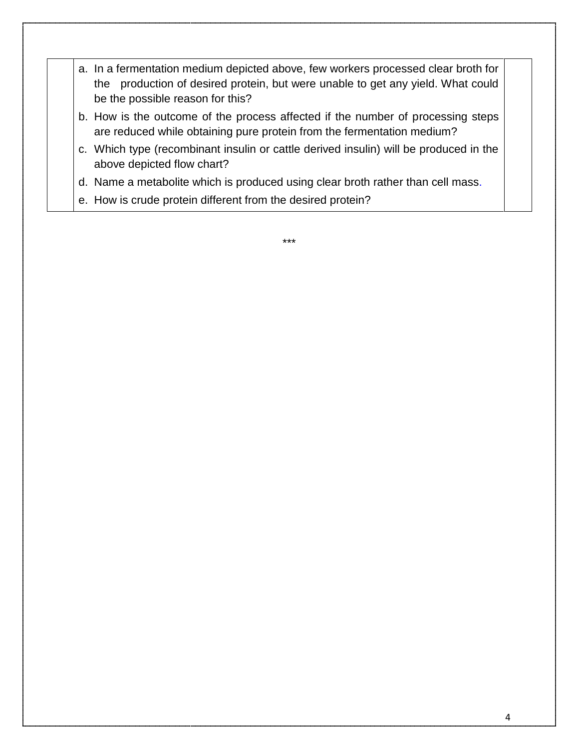| | | |
|---|---|---|
| | a. In a fermentation medium depicted above, few workers processed clear broth for the production of desired protein, but were unable to get any yield. What could be the possible reason for this?<br>b. How is the outcome of the process affected if the number of processing steps are reduced while obtaining pure protein from the fermentation medium?<br>c. Which type (recombinant insulin or cattle derived insulin) will be produced in the above depicted flow chart?<br>d. Name a metabolite which is produced using clear broth rather than cell mass.<br>e. How is crude protein different from the desired protein? | |

***